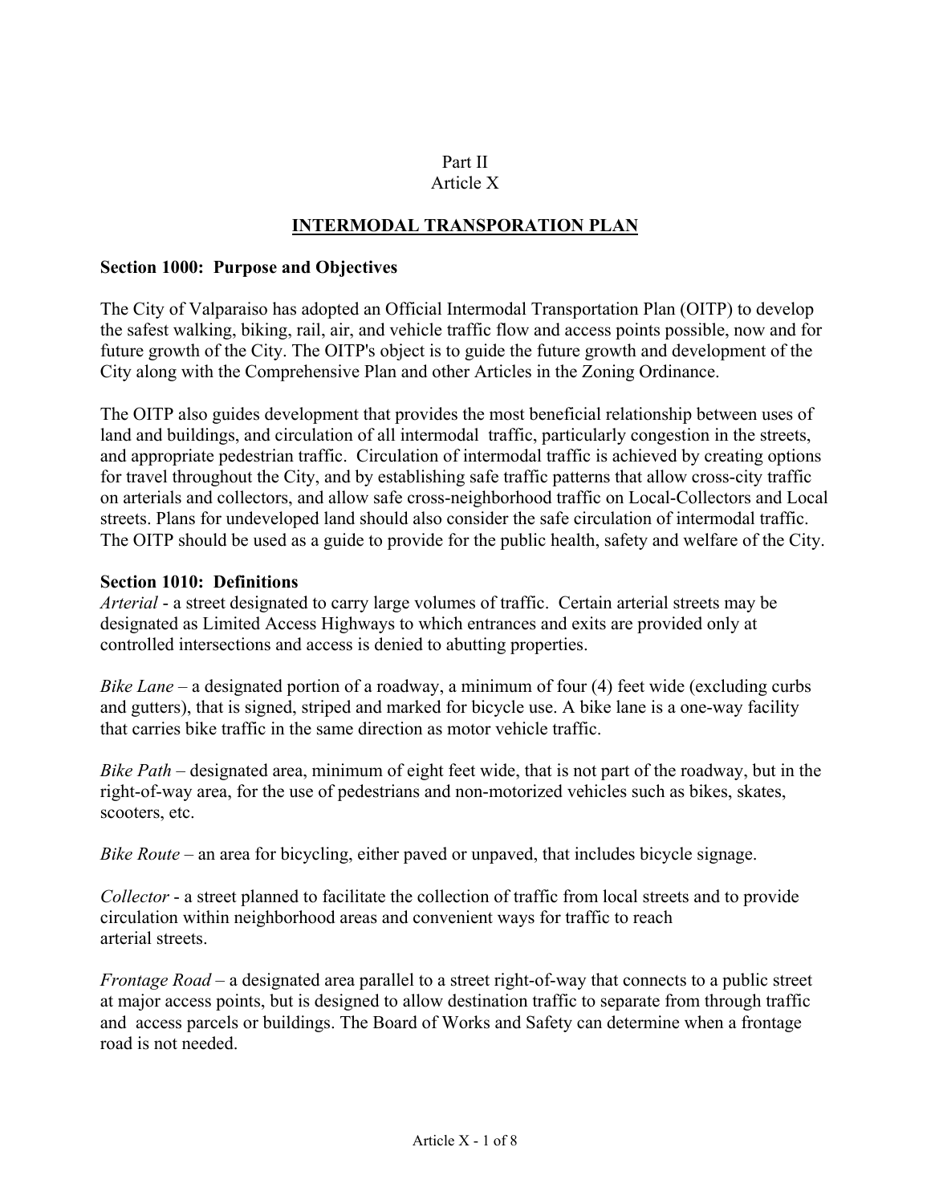Part II
Article X

# INTERMODAL TRANSPORATION PLAN

## Section 1000: Purpose and Objectives

The City of Valparaiso has adopted an Official Intermodal Transportation Plan (OITP) to develop the safest walking, biking, rail, air, and vehicle traffic flow and access points possible, now and for future growth of the City. The OITP's object is to guide the future growth and development of the City along with the Comprehensive Plan and other Articles in the Zoning Ordinance.

The OITP also guides development that provides the most beneficial relationship between uses of land and buildings, and circulation of all intermodal traffic, particularly congestion in the streets, and appropriate pedestrian traffic. Circulation of intermodal traffic is achieved by creating options for travel throughout the City, and by establishing safe traffic patterns that allow cross-city traffic on arterials and collectors, and allow safe cross-neighborhood traffic on Local-Collectors and Local streets. Plans for undeveloped land should also consider the safe circulation of intermodal traffic. The OITP should be used as a guide to provide for the public health, safety and welfare of the City.

## Section 1010: Definitions

*Arterial* - a street designated to carry large volumes of traffic. Certain arterial streets may be designated as Limited Access Highways to which entrances and exits are provided only at controlled intersections and access is denied to abutting properties.

*Bike Lane* – a designated portion of a roadway, a minimum of four (4) feet wide (excluding curbs and gutters), that is signed, striped and marked for bicycle use. A bike lane is a one-way facility that carries bike traffic in the same direction as motor vehicle traffic.

*Bike Path* – designated area, minimum of eight feet wide, that is not part of the roadway, but in the right-of-way area, for the use of pedestrians and non-motorized vehicles such as bikes, skates, scooters, etc.

*Bike Route* – an area for bicycling, either paved or unpaved, that includes bicycle signage.

*Collector* - a street planned to facilitate the collection of traffic from local streets and to provide circulation within neighborhood areas and convenient ways for traffic to reach arterial streets.

*Frontage Road* – a designated area parallel to a street right-of-way that connects to a public street at major access points, but is designed to allow destination traffic to separate from through traffic and access parcels or buildings. The Board of Works and Safety can determine when a frontage road is not needed.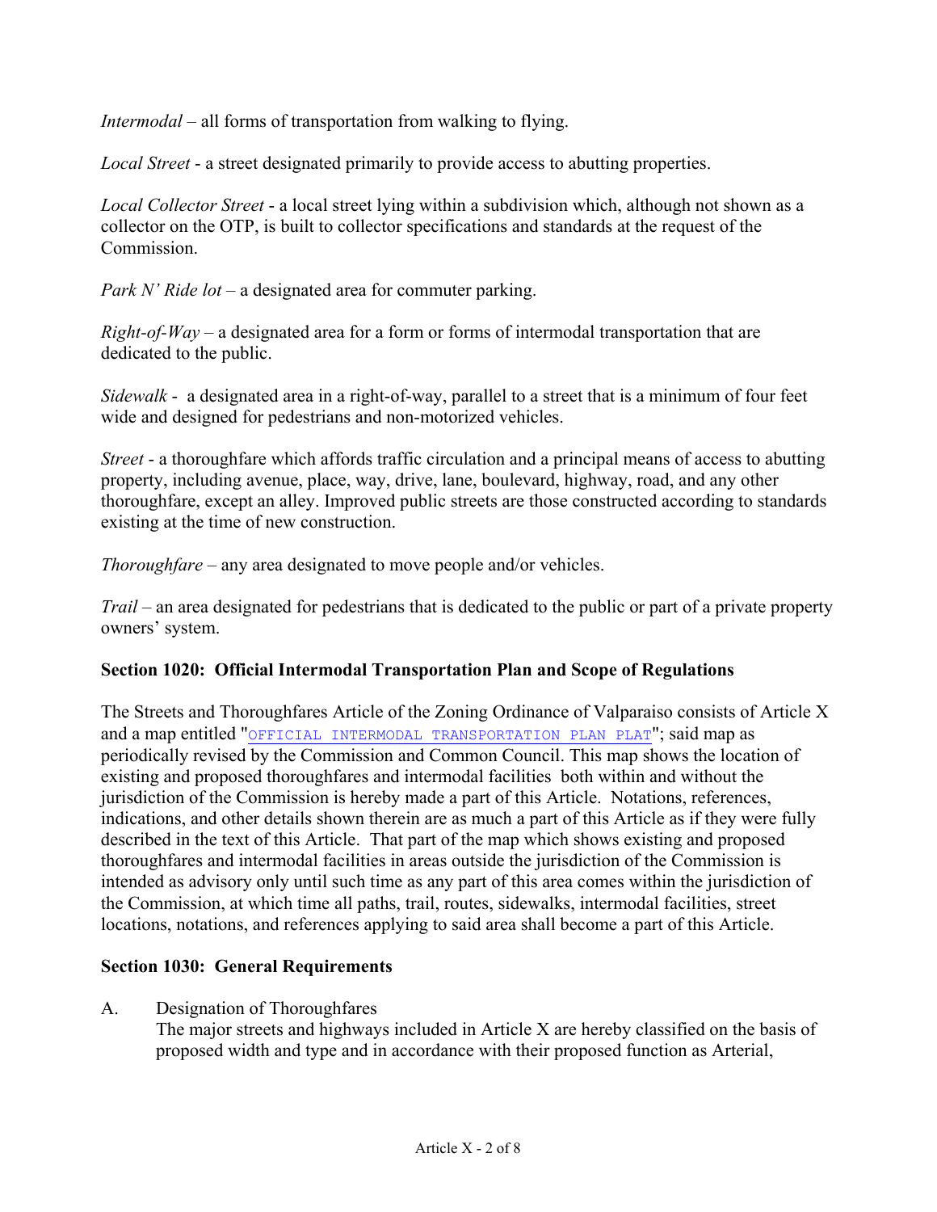*Intermodal* – all forms of transportation from walking to flying.

*Local Street* - a street designated primarily to provide access to abutting properties.

*Local Collector Street* - a local street lying within a subdivision which, although not shown as a collector on the OTP, is built to collector specifications and standards at the request of the Commission.

*Park N' Ride lot* – a designated area for commuter parking.

*Right-of-Way* – a designated area for a form or forms of intermodal transportation that are dedicated to the public.

*Sidewalk* - a designated area in a right-of-way, parallel to a street that is a minimum of four feet wide and designed for pedestrians and non-motorized vehicles.

*Street* - a thoroughfare which affords traffic circulation and a principal means of access to abutting property, including avenue, place, way, drive, lane, boulevard, highway, road, and any other thoroughfare, except an alley. Improved public streets are those constructed according to standards existing at the time of new construction.

*Thoroughfare* – any area designated to move people and/or vehicles.

*Trail* – an area designated for pedestrians that is dedicated to the public or part of a private property owners' system.

### Section 1020: Official Intermodal Transportation Plan and Scope of Regulations

The Streets and Thoroughfares Article of the Zoning Ordinance of Valparaiso consists of Article X and a map entitled "OFFICIAL INTERMODAL TRANSPORTATION PLAN PLAT"; said map as periodically revised by the Commission and Common Council. This map shows the location of existing and proposed thoroughfares and intermodal facilities both within and without the jurisdiction of the Commission is hereby made a part of this Article. Notations, references, indications, and other details shown therein are as much a part of this Article as if they were fully described in the text of this Article. That part of the map which shows existing and proposed thoroughfares and intermodal facilities in areas outside the jurisdiction of the Commission is intended as advisory only until such time as any part of this area comes within the jurisdiction of the Commission, at which time all paths, trail, routes, sidewalks, intermodal facilities, street locations, notations, and references applying to said area shall become a part of this Article.

### Section 1030: General Requirements

A. Designation of Thoroughfares
The major streets and highways included in Article X are hereby classified on the basis of proposed width and type and in accordance with their proposed function as Arterial,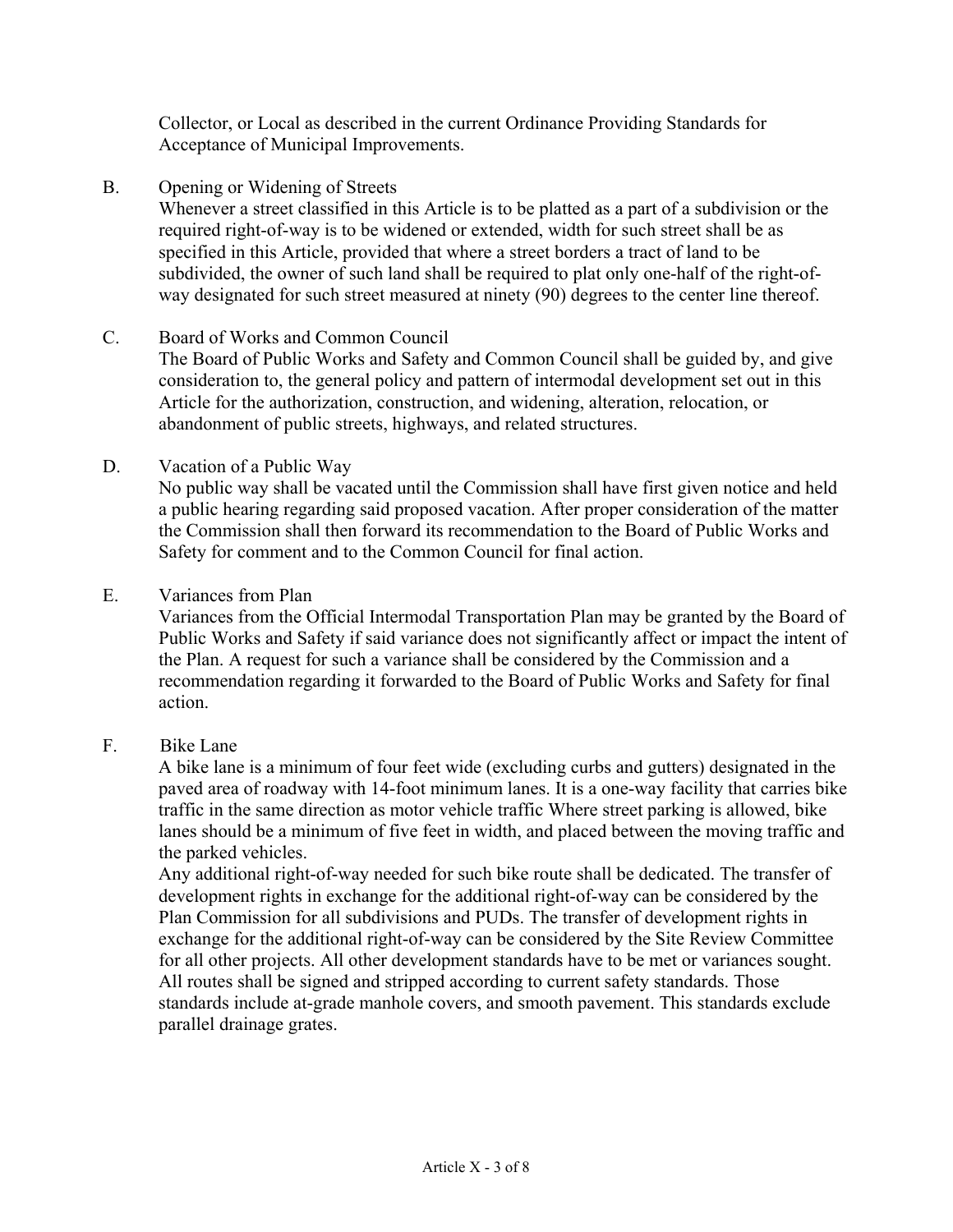Collector, or Local as described in the current Ordinance Providing Standards for Acceptance of Municipal Improvements.

B. Opening or Widening of Streets
Whenever a street classified in this Article is to be platted as a part of a subdivision or the required right-of-way is to be widened or extended, width for such street shall be as specified in this Article, provided that where a street borders a tract of land to be subdivided, the owner of such land shall be required to plat only one-half of the right-of-way designated for such street measured at ninety (90) degrees to the center line thereof.

C. Board of Works and Common Council
The Board of Public Works and Safety and Common Council shall be guided by, and give consideration to, the general policy and pattern of intermodal development set out in this Article for the authorization, construction, and widening, alteration, relocation, or abandonment of public streets, highways, and related structures.

D. Vacation of a Public Way
No public way shall be vacated until the Commission shall have first given notice and held a public hearing regarding said proposed vacation. After proper consideration of the matter the Commission shall then forward its recommendation to the Board of Public Works and Safety for comment and to the Common Council for final action.

E. Variances from Plan
Variances from the Official Intermodal Transportation Plan may be granted by the Board of Public Works and Safety if said variance does not significantly affect or impact the intent of the Plan. A request for such a variance shall be considered by the Commission and a recommendation regarding it forwarded to the Board of Public Works and Safety for final action.

F. Bike Lane
A bike lane is a minimum of four feet wide (excluding curbs and gutters) designated in the paved area of roadway with 14-foot minimum lanes. It is a one-way facility that carries bike traffic in the same direction as motor vehicle traffic Where street parking is allowed, bike lanes should be a minimum of five feet in width, and placed between the moving traffic and the parked vehicles.
Any additional right-of-way needed for such bike route shall be dedicated. The transfer of development rights in exchange for the additional right-of-way can be considered by the Plan Commission for all subdivisions and PUDs. The transfer of development rights in exchange for the additional right-of-way can be considered by the Site Review Committee for all other projects. All other development standards have to be met or variances sought. All routes shall be signed and stripped according to current safety standards. Those standards include at-grade manhole covers, and smooth pavement. This standards exclude parallel drainage grates.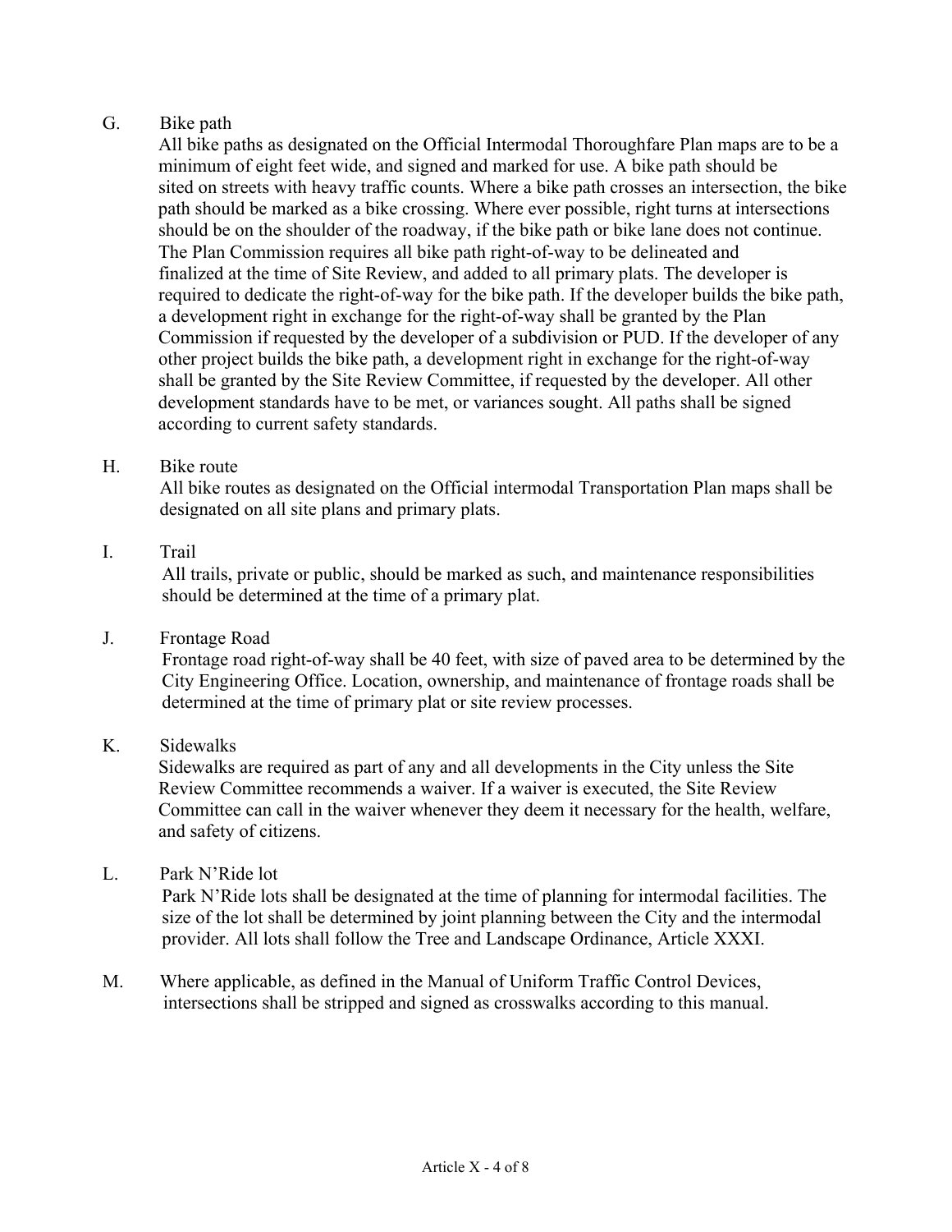G. Bike path

All bike paths as designated on the Official Intermodal Thoroughfare Plan maps are to be a minimum of eight feet wide, and signed and marked for use. A bike path should be sited on streets with heavy traffic counts. Where a bike path crosses an intersection, the bike path should be marked as a bike crossing. Where ever possible, right turns at intersections should be on the shoulder of the roadway, if the bike path or bike lane does not continue. The Plan Commission requires all bike path right-of-way to be delineated and finalized at the time of Site Review, and added to all primary plats. The developer is required to dedicate the right-of-way for the bike path. If the developer builds the bike path, a development right in exchange for the right-of-way shall be granted by the Plan Commission if requested by the developer of a subdivision or PUD. If the developer of any other project builds the bike path, a development right in exchange for the right-of-way shall be granted by the Site Review Committee, if requested by the developer. All other development standards have to be met, or variances sought. All paths shall be signed according to current safety standards.

H. Bike route

All bike routes as designated on the Official intermodal Transportation Plan maps shall be designated on all site plans and primary plats.

I. Trail

All trails, private or public, should be marked as such, and maintenance responsibilities should be determined at the time of a primary plat.

J. Frontage Road

Frontage road right-of-way shall be 40 feet, with size of paved area to be determined by the City Engineering Office. Location, ownership, and maintenance of frontage roads shall be determined at the time of primary plat or site review processes.

K. Sidewalks

Sidewalks are required as part of any and all developments in the City unless the Site Review Committee recommends a waiver. If a waiver is executed, the Site Review Committee can call in the waiver whenever they deem it necessary for the health, welfare, and safety of citizens.

L. Park N'Ride lot

Park N'Ride lots shall be designated at the time of planning for intermodal facilities. The size of the lot shall be determined by joint planning between the City and the intermodal provider. All lots shall follow the Tree and Landscape Ordinance, Article XXXI.

M. Where applicable, as defined in the Manual of Uniform Traffic Control Devices, intersections shall be stripped and signed as crosswalks according to this manual.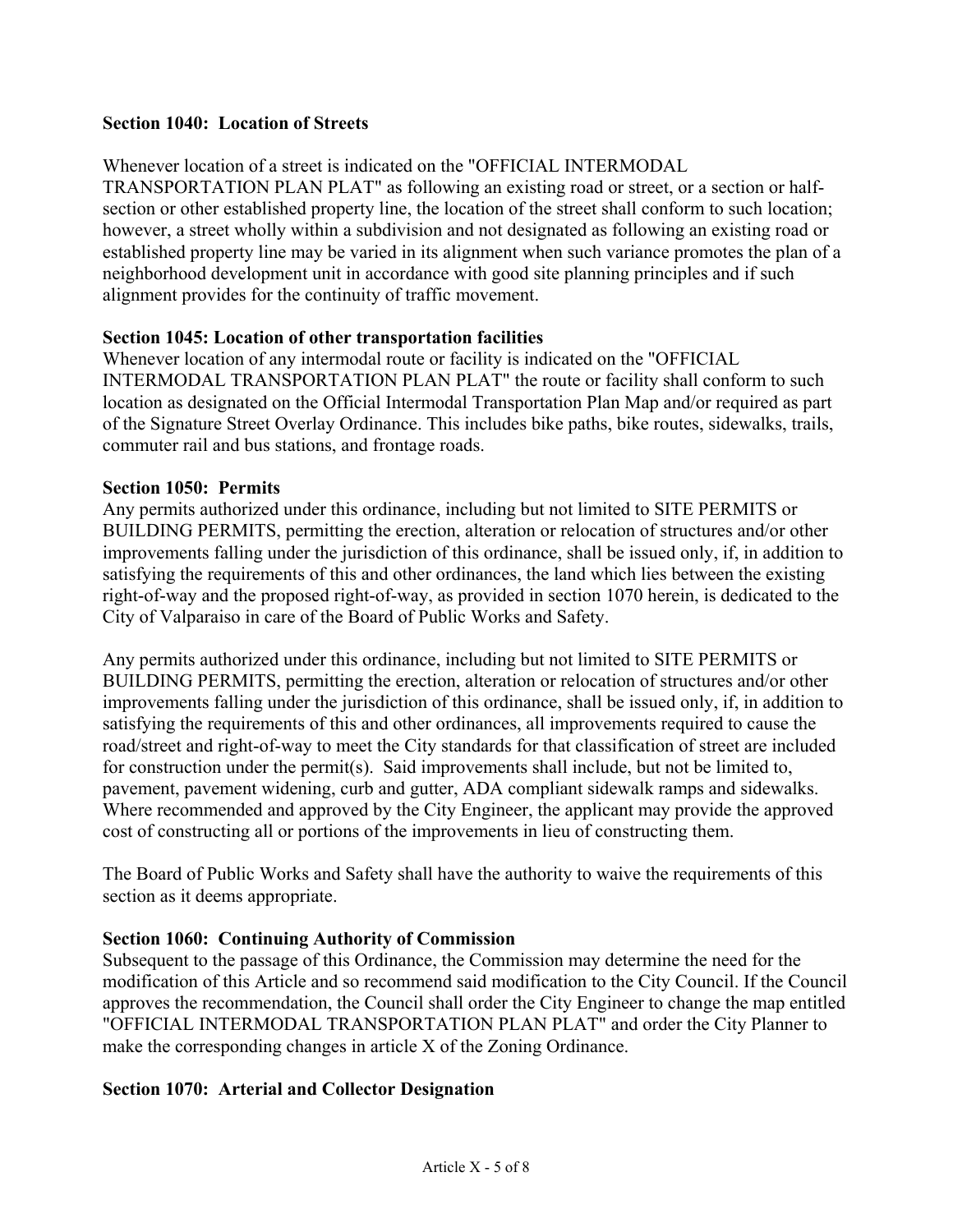**Section 1040: Location of Streets**

Whenever location of a street is indicated on the "OFFICIAL INTERMODAL TRANSPORTATION PLAN PLAT" as following an existing road or street, or a section or half-section or other established property line, the location of the street shall conform to such location; however, a street wholly within a subdivision and not designated as following an existing road or established property line may be varied in its alignment when such variance promotes the plan of a neighborhood development unit in accordance with good site planning principles and if such alignment provides for the continuity of traffic movement.

**Section 1045: Location of other transportation facilities**

Whenever location of any intermodal route or facility is indicated on the "OFFICIAL INTERMODAL TRANSPORTATION PLAN PLAT" the route or facility shall conform to such location as designated on the Official Intermodal Transportation Plan Map and/or required as part of the Signature Street Overlay Ordinance. This includes bike paths, bike routes, sidewalks, trails, commuter rail and bus stations, and frontage roads.

**Section 1050: Permits**

Any permits authorized under this ordinance, including but not limited to SITE PERMITS or BUILDING PERMITS, permitting the erection, alteration or relocation of structures and/or other improvements falling under the jurisdiction of this ordinance, shall be issued only, if, in addition to satisfying the requirements of this and other ordinances, the land which lies between the existing right-of-way and the proposed right-of-way, as provided in section 1070 herein, is dedicated to the City of Valparaiso in care of the Board of Public Works and Safety.

Any permits authorized under this ordinance, including but not limited to SITE PERMITS or BUILDING PERMITS, permitting the erection, alteration or relocation of structures and/or other improvements falling under the jurisdiction of this ordinance, shall be issued only, if, in addition to satisfying the requirements of this and other ordinances, all improvements required to cause the road/street and right-of-way to meet the City standards for that classification of street are included for construction under the permit(s). Said improvements shall include, but not be limited to, pavement, pavement widening, curb and gutter, ADA compliant sidewalk ramps and sidewalks. Where recommended and approved by the City Engineer, the applicant may provide the approved cost of constructing all or portions of the improvements in lieu of constructing them.

The Board of Public Works and Safety shall have the authority to waive the requirements of this section as it deems appropriate.

**Section 1060: Continuing Authority of Commission**

Subsequent to the passage of this Ordinance, the Commission may determine the need for the modification of this Article and so recommend said modification to the City Council. If the Council approves the recommendation, the Council shall order the City Engineer to change the map entitled "OFFICIAL INTERMODAL TRANSPORTATION PLAN PLAT" and order the City Planner to make the corresponding changes in article X of the Zoning Ordinance.

**Section 1070: Arterial and Collector Designation**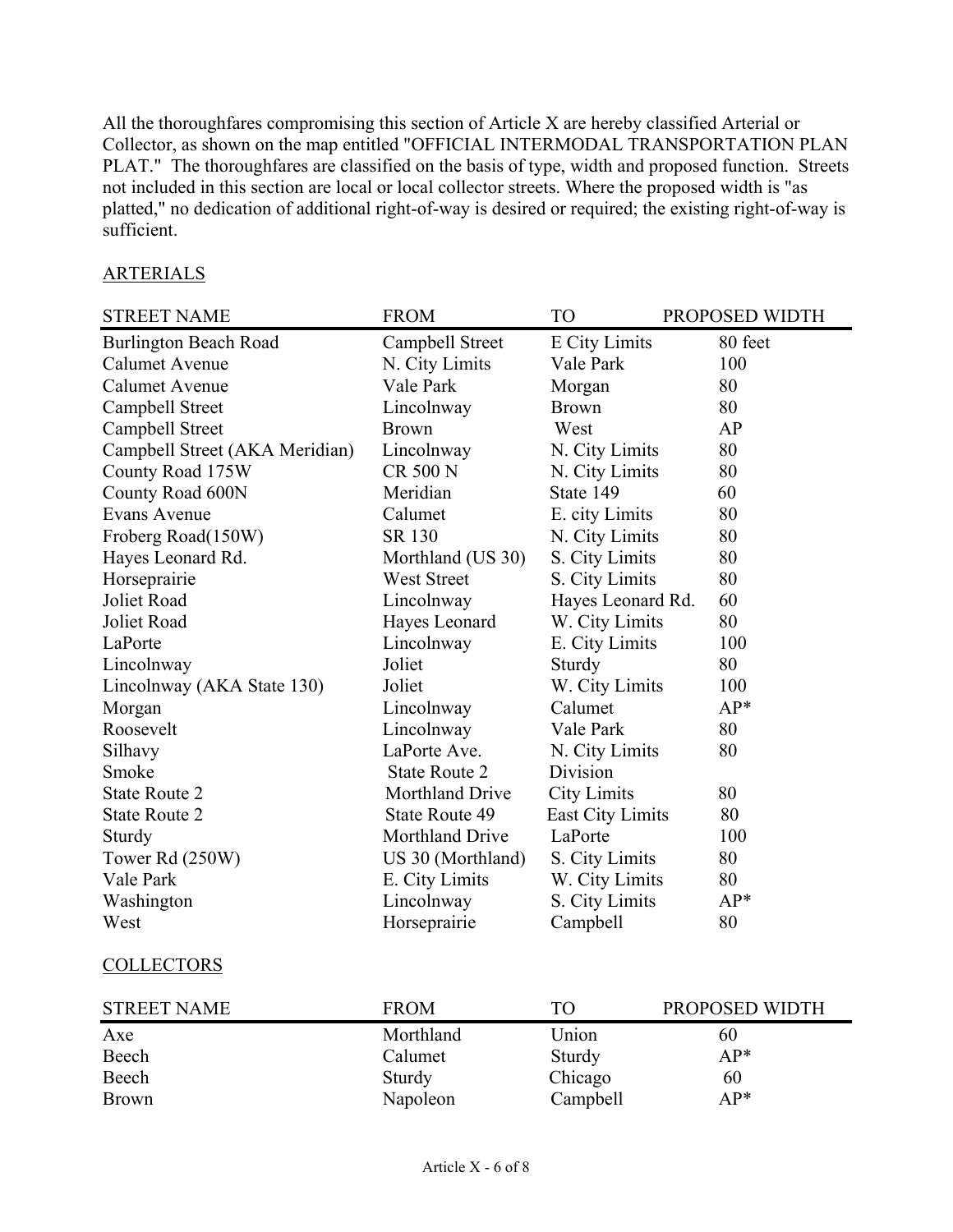All the thoroughfares compromising this section of Article X are hereby classified Arterial or Collector, as shown on the map entitled "OFFICIAL INTERMODAL TRANSPORTATION PLAN PLAT." The thoroughfares are classified on the basis of type, width and proposed function. Streets not included in this section are local or local collector streets. Where the proposed width is "as platted," no dedication of additional right-of-way is desired or required; the existing right-of-way is sufficient.

ARTERIALS

| STREET NAME | FROM | TO | PROPOSED WIDTH |
|---|---|---|---|
| Burlington Beach Road | Campbell Street | E City Limits | 80 feet |
| Calumet Avenue | N. City Limits | Vale Park | 100 |
| Calumet Avenue | Vale Park | Morgan | 80 |
| Campbell Street | Lincolnway | Brown | 80 |
| Campbell Street | Brown | West | AP |
| Campbell Street (AKA Meridian) | Lincolnway | N. City Limits | 80 |
| County Road 175W | CR 500 N | N. City Limits | 80 |
| County Road 600N | Meridian | State 149 | 60 |
| Evans Avenue | Calumet | E. city Limits | 80 |
| Froberg Road(150W) | SR 130 | N. City Limits | 80 |
| Hayes Leonard Rd. | Morthland (US 30) | S. City Limits | 80 |
| Horseprairie | West Street | S. City Limits | 80 |
| Joliet Road | Lincolnway | Hayes Leonard Rd. | 60 |
| Joliet Road | Hayes Leonard | W. City Limits | 80 |
| LaPorte | Lincolnway | E. City Limits | 100 |
| Lincolnway | Joliet | Sturdy | 80 |
| Lincolnway (AKA State 130) | Joliet | W. City Limits | 100 |
| Morgan | Lincolnway | Calumet | AP* |
| Roosevelt | Lincolnway | Vale Park | 80 |
| Silhavy | LaPorte Ave. | N. City Limits | 80 |
| Smoke | State Route 2 | Division | |
| State Route 2 | Morthland Drive | City Limits | 80 |
| State Route 2 | State Route 49 | East City Limits | 80 |
| Sturdy | Morthland Drive | LaPorte | 100 |
| Tower Rd (250W) | US 30 (Morthland) | S. City Limits | 80 |
| Vale Park | E. City Limits | W. City Limits | 80 |
| Washington | Lincolnway | S. City Limits | AP* |
| West | Horseprairie | Campbell | 80 |

COLLECTORS

| STREET NAME | FROM | TO | PROPOSED WIDTH |
|---|---|---|---|
| Axe | Morthland | Union | 60 |
| Beech | Calumet | Sturdy | AP* |
| Beech | Sturdy | Chicago | 60 |
| Brown | Napoleon | Campbell | AP* |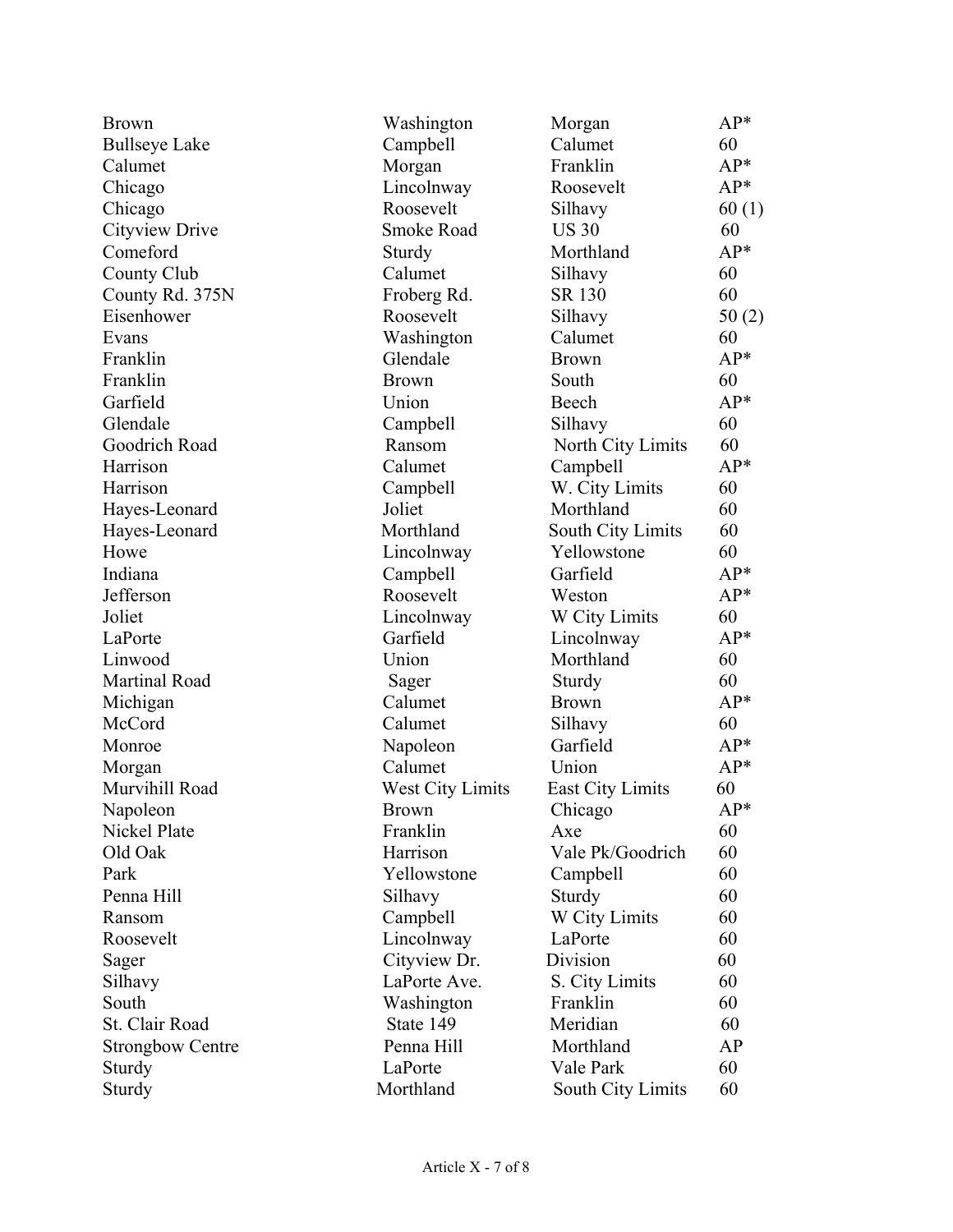| | | | |
|---|---|---|---|
| Brown | Washington | Morgan | AP* |
| Bullseye Lake | Campbell | Calumet | 60 |
| Calumet | Morgan | Franklin | AP* |
| Chicago | Lincolnway | Roosevelt | AP* |
| Chicago | Roosevelt | Silhavy | 60 (1) |
| Cityview Drive | Smoke Road | US 30 | 60 |
| Comeford | Sturdy | Morthland | AP* |
| County Club | Calumet | Silhavy | 60 |
| County Rd. 375N | Froberg Rd. | SR 130 | 60 |
| Eisenhower | Roosevelt | Silhavy | 50 (2) |
| Evans | Washington | Calumet | 60 |
| Franklin | Glendale | Brown | AP* |
| Franklin | Brown | South | 60 |
| Garfield | Union | Beech | AP* |
| Glendale | Campbell | Silhavy | 60 |
| Goodrich Road | Ransom | North City Limits | 60 |
| Harrison | Calumet | Campbell | AP* |
| Harrison | Campbell | W. City Limits | 60 |
| Hayes-Leonard | Joliet | Morthland | 60 |
| Hayes-Leonard | Morthland | South City Limits | 60 |
| Howe | Lincolnway | Yellowstone | 60 |
| Indiana | Campbell | Garfield | AP* |
| Jefferson | Roosevelt | Weston | AP* |
| Joliet | Lincolnway | W City Limits | 60 |
| LaPorte | Garfield | Lincolnway | AP* |
| Linwood | Union | Morthland | 60 |
| Martinal Road | Sager | Sturdy | 60 |
| Michigan | Calumet | Brown | AP* |
| McCord | Calumet | Silhavy | 60 |
| Monroe | Napoleon | Garfield | AP* |
| Morgan | Calumet | Union | AP* |
| Murvihill Road | West City Limits | East City Limits | 60 |
| Napoleon | Brown | Chicago | AP* |
| Nickel Plate | Franklin | Axe | 60 |
| Old Oak | Harrison | Vale Pk/Goodrich | 60 |
| Park | Yellowstone | Campbell | 60 |
| Penna Hill | Silhavy | Sturdy | 60 |
| Ransom | Campbell | W City Limits | 60 |
| Roosevelt | Lincolnway | LaPorte | 60 |
| Sager | Cityview Dr. | Division | 60 |
| Silhavy | LaPorte Ave. | S. City Limits | 60 |
| South | Washington | Franklin | 60 |
| St. Clair Road | State 149 | Meridian | 60 |
| Strongbow Centre | Penna Hill | Morthland | AP |
| Sturdy | LaPorte | Vale Park | 60 |
| Sturdy | Morthland | South City Limits | 60 |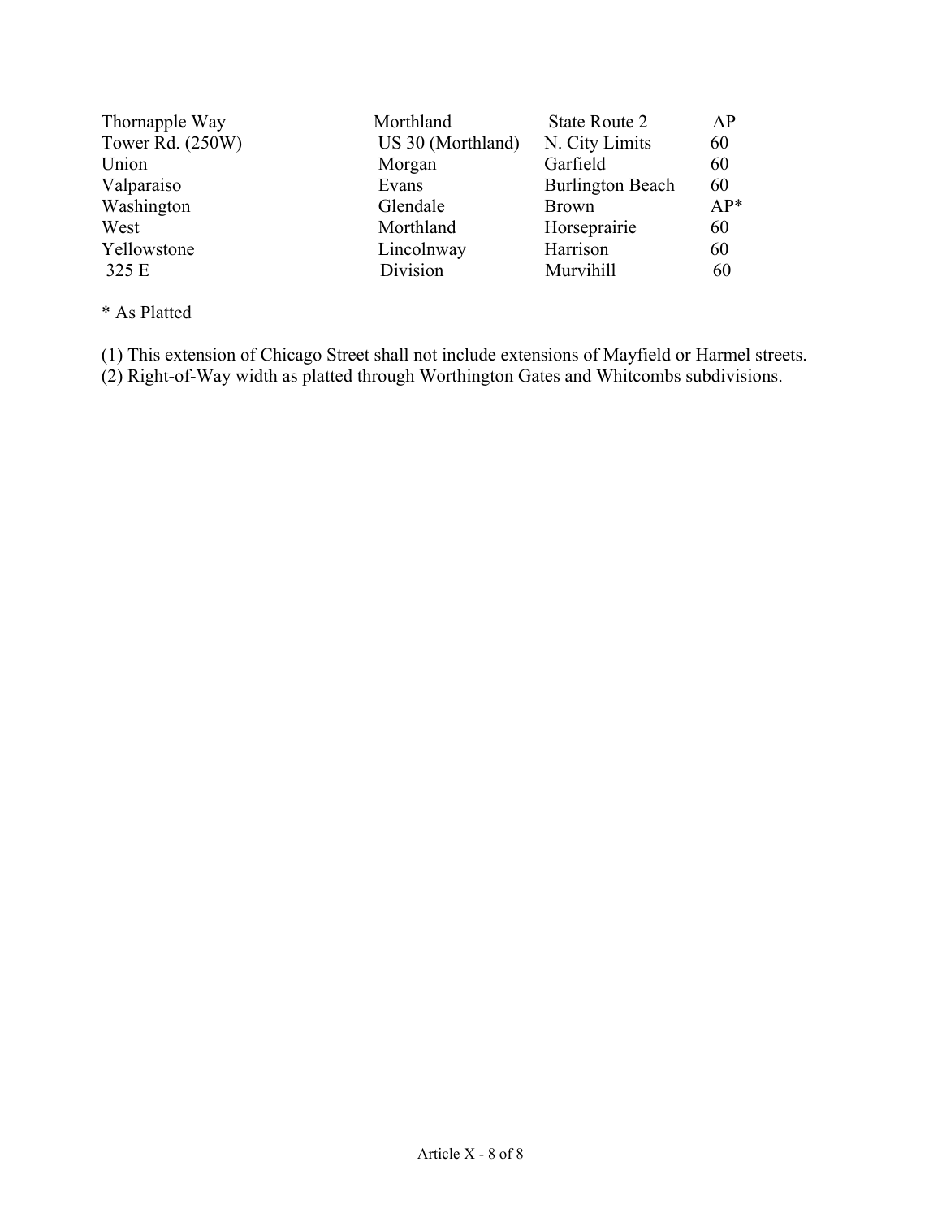| | | | |
|---|---|---|---|
| Thornapple Way | Morthland | State Route 2 | AP |
| Tower Rd. (250W) | US 30 (Morthland) | N. City Limits | 60 |
| Union | Morgan | Garfield | 60 |
| Valparaiso | Evans | Burlington Beach | 60 |
| Washington | Glendale | Brown | AP* |
| West | Morthland | Horseprairie | 60 |
| Yellowstone | Lincolnway | Harrison | 60 |
| 325 E | Division | Murvihill | 60 |

* As Platted

(1) This extension of Chicago Street shall not include extensions of Mayfield or Harmel streets.
(2) Right-of-Way width as platted through Worthington Gates and Whitcombs subdivisions.